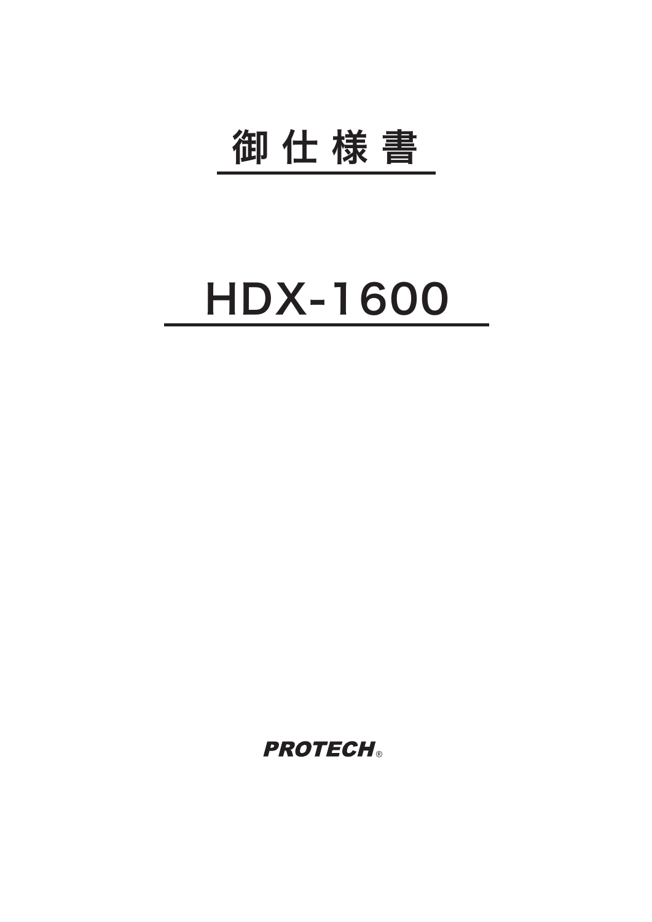# 御 仕 様 書

# HDX-1600

**PROTECH®**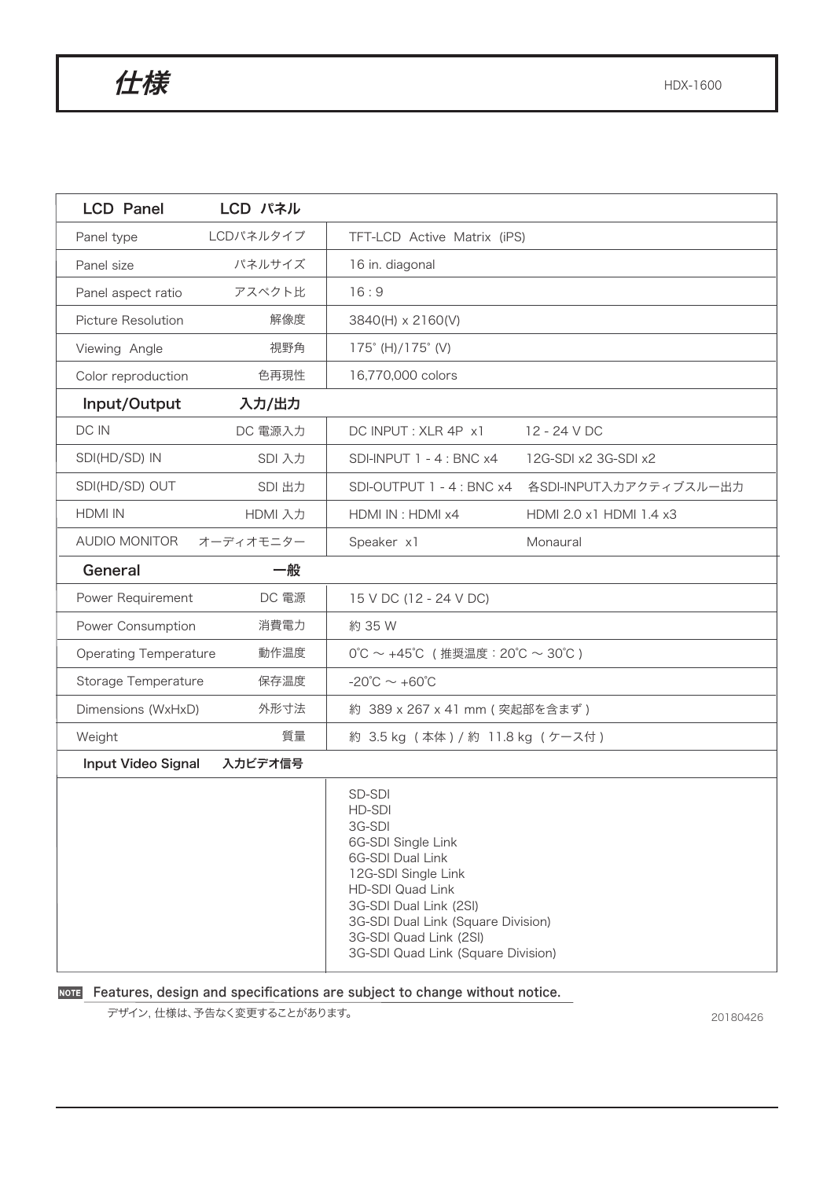# 仕様

HDX-1600

| LCD Panel | LCD パネル | | |
|---|---|---|---|
| Panel type | LCDパネルタイプ | TFT-LCD Active Matrix (iPS) | |
| Panel size | パネルサイズ | 16 in. diagonal | |
| Panel aspect ratio | アスペクト比 | 16：9 | |
| Picture Resolution | 解像度 | 3840(H) x 2160(V) | |
| Viewing Angle | 視野角 | 175° (H)/175° (V) | |
| Color reproduction | 色再現性 | 16,770,000 colors | |
| **Input/Output** | **入力/出力** | | |
| DC IN | DC 電源入力 | DC INPUT : XLR 4P x1 | 12 - 24 V DC |
| SDI(HD/SD) IN | SDI 入力 | SDI-INPUT 1 - 4 : BNC x4 | 12G-SDI x2 3G-SDI x2 |
| SDI(HD/SD) OUT | SDI 出力 | SDI-OUTPUT 1 - 4 : BNC x4 | 各SDI-INPUT入力アクティブスルー出力 |
| HDMI IN | HDMI 入力 | HDMI IN : HDMI x4 | HDMI 2.0 x1 HDMI 1.4 x3 |
| AUDIO MONITOR | オーディオモニター | Speaker x1 | Monaural |
| **General** | **一般** | | |
| Power Requirement | DC 電源 | 15 V DC (12 - 24 V DC) | |
| Power Consumption | 消費電力 | 約 35 W | |
| Operating Temperature | 動作温度 | 0℃ ～ +45℃ ( 推奨温度：20℃ ～ 30℃ ) | |
| Storage Temperature | 保存温度 | -20℃ ～ +60℃ | |
| Dimensions (WxHxD) | 外形寸法 | 約 389 x 267 x 41 mm ( 突起部を含まず ) | |
| Weight | 質量 | 約 3.5 kg ( 本体 ) / 約 11.8 kg ( ケース付 ) | |
| **Input Video Signal** | **入力ビデオ信号** | | |
| | | SD-SDI<br>HD-SDI<br>3G-SDI<br>6G-SDI Single Link<br>6G-SDI Dual Link<br>12G-SDI Single Link<br>HD-SDI Quad Link<br>3G-SDI Dual Link (2SI)<br>3G-SDI Dual Link (Square Division)<br>3G-SDI Quad Link (2SI)<br>3G-SDI Quad Link (Square Division) | |

NOTE **Features, design and specifications are subject to change without notice.**

デザイン, 仕様は、予告なく変更することがあります。

20180426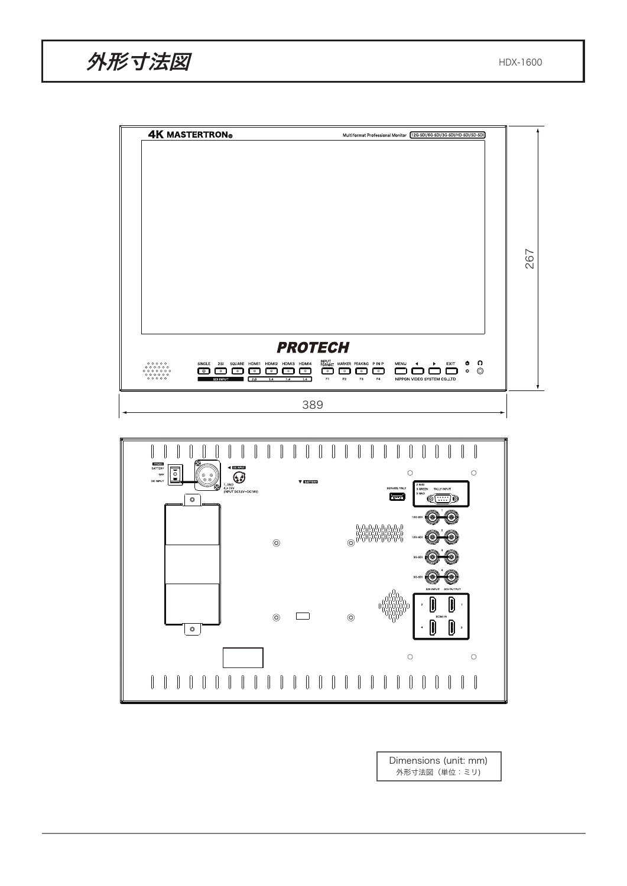# 外形寸法図

HDX-1600

267

389

Dimensions (unit: mm)
外形寸法図（単位：ミリ）